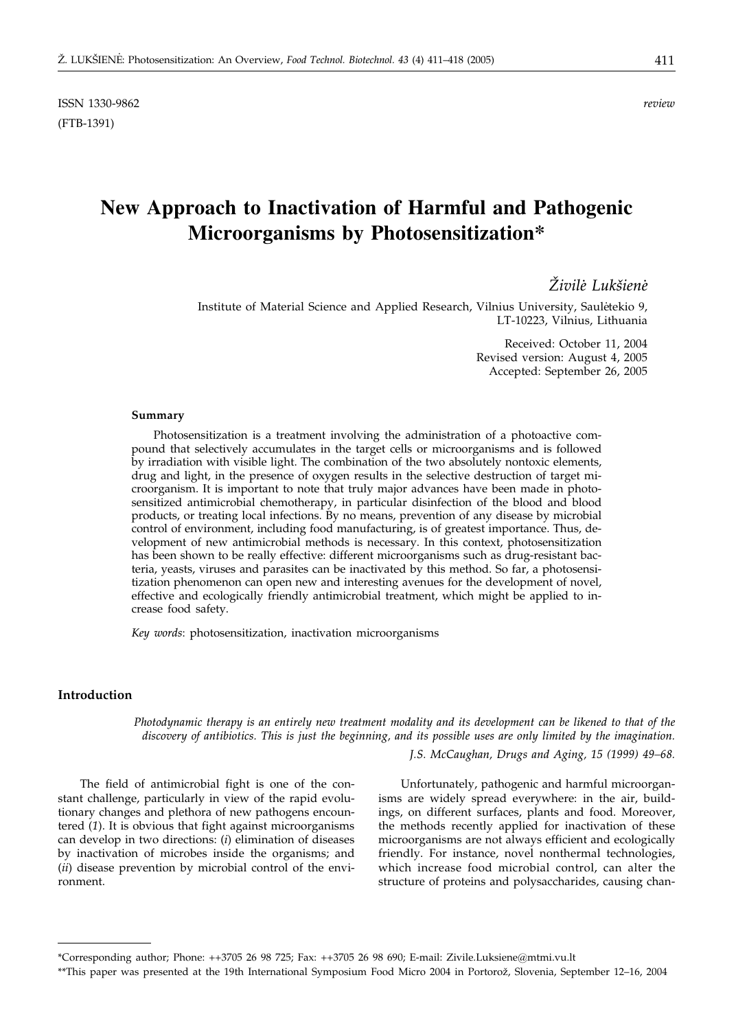ISSN 1330-9862 *review*
(FTB-1391)

# New Approach to Inactivation of Harmful and Pathogenic Microorganisms by Photosensitization*

*Živilė Lukšienė*

Institute of Material Science and Applied Research, Vilnius University, Saulėtekio 9, LT-10223, Vilnius, Lithuania

Received: October 11, 2004
Revised version: August 4, 2005
Accepted: September 26, 2005

#### Summary

Photosensitization is a treatment involving the administration of a photoactive compound that selectively accumulates in the target cells or microorganisms and is followed by irradiation with visible light. The combination of the two absolutely nontoxic elements, drug and light, in the presence of oxygen results in the selective destruction of target microorganism. It is important to note that truly major advances have been made in photosensitized antimicrobial chemotherapy, in particular disinfection of the blood and blood products, or treating local infections. By no means, prevention of any disease by microbial control of environment, including food manufacturing, is of greatest importance. Thus, development of new antimicrobial methods is necessary. In this context, photosensitization has been shown to be really effective: different microorganisms such as drug-resistant bacteria, yeasts, viruses and parasites can be inactivated by this method. So far, a photosensitization phenomenon can open new and interesting avenues for the development of novel, effective and ecologically friendly antimicrobial treatment, which might be applied to increase food safety.

*Key words*: photosensitization, inactivation microorganisms

## Introduction

*Photodynamic therapy is an entirely new treatment modality and its development can be likened to that of the discovery of antibiotics. This is just the beginning, and its possible uses are only limited by the imagination.*

*J.S. McCaughan, Drugs and Aging, 15 (1999) 49–68.*

The field of antimicrobial fight is one of the constant challenge, particularly in view of the rapid evolutionary changes and plethora of new pathogens encountered (*1*). It is obvious that fight against microorganisms can develop in two directions: (*i*) elimination of diseases by inactivation of microbes inside the organisms; and (*ii*) disease prevention by microbial control of the environment.

Unfortunately, pathogenic and harmful microorganisms are widely spread everywhere: in the air, buildings, on different surfaces, plants and food. Moreover, the methods recently applied for inactivation of these microorganisms are not always efficient and ecologically friendly. For instance, novel nonthermal technologies, which increase food microbial control, can alter the structure of proteins and polysaccharides, causing chan-

---

*Corresponding author; Phone: ++3705 26 98 725; Fax: ++3705 26 98 690; E-mail: Zivile.Luksiene@mtmi.vu.lt

**This paper was presented at the 19th International Symposium Food Micro 2004 in Portorož, Slovenia, September 12–16, 2004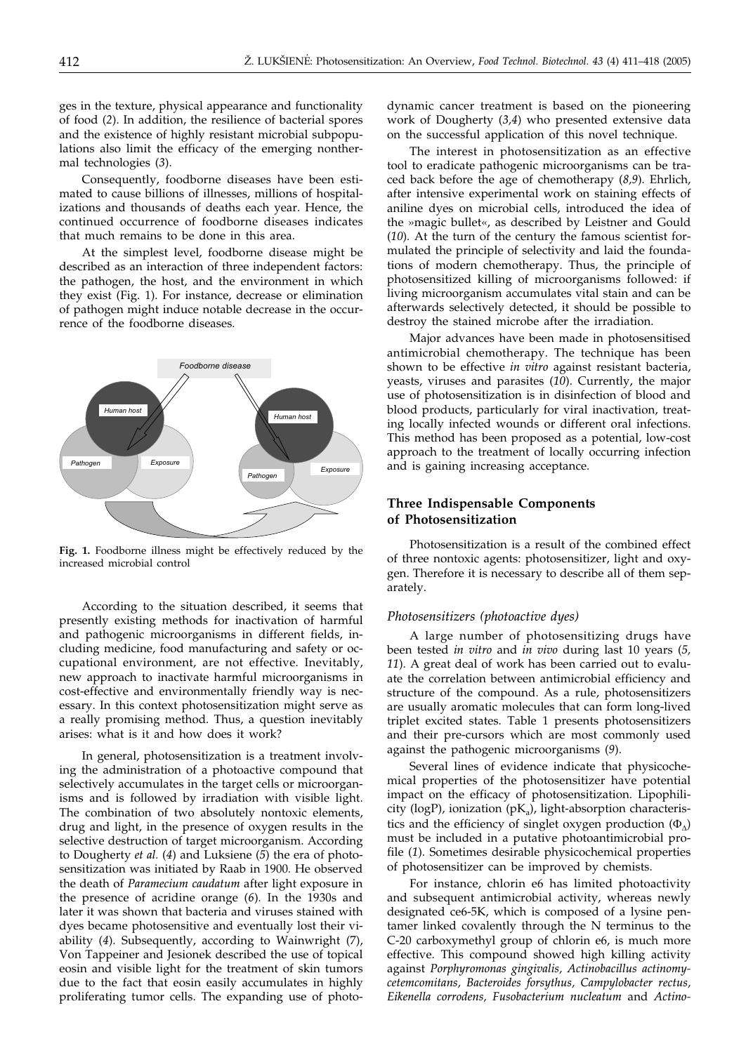ges in the texture, physical appearance and functionality of food (*2*). In addition, the resilience of bacterial spores and the existence of highly resistant microbial subpopulations also limit the efficacy of the emerging nonthermal technologies (*3*).

Consequently, foodborne diseases have been estimated to cause billions of illnesses, millions of hospitalizations and thousands of deaths each year. Hence, the continued occurrence of foodborne diseases indicates that much remains to be done in this area.

At the simplest level, foodborne disease might be described as an interaction of three independent factors: the pathogen, the host, and the environment in which they exist (Fig. 1). For instance, decrease or elimination of pathogen might induce notable decrease in the occurrence of the foodborne diseases.

**Fig. 1.** Foodborne illness might be effectively reduced by the increased microbial control

According to the situation described, it seems that presently existing methods for inactivation of harmful and pathogenic microorganisms in different fields, including medicine, food manufacturing and safety or occupational environment, are not effective. Inevitably, new approach to inactivate harmful microorganisms in cost-effective and environmentally friendly way is necessary. In this context photosensitization might serve as a really promising method. Thus, a question inevitably arises: what is it and how does it work?

In general, photosensitization is a treatment involving the administration of a photoactive compound that selectively accumulates in the target cells or microorganisms and is followed by irradiation with visible light. The combination of two absolutely nontoxic elements, drug and light, in the presence of oxygen results in the selective destruction of target microorganism. According to Dougherty *et al.* (*4*) and Luksiene (*5*) the era of photosensitization was initiated by Raab in 1900. He observed the death of *Paramecium caudatum* after light exposure in the presence of acridine orange (*6*). In the 1930s and later it was shown that bacteria and viruses stained with dyes became photosensitive and eventually lost their viability (*4*). Subsequently, according to Wainwright (*7*), Von Tappeiner and Jesionek described the use of topical eosin and visible light for the treatment of skin tumors due to the fact that eosin easily accumulates in highly proliferating tumor cells. The expanding use of photodynamic cancer treatment is based on the pioneering work of Dougherty (*3,4*) who presented extensive data on the successful application of this novel technique.

The interest in photosensitization as an effective tool to eradicate pathogenic microorganisms can be traced back before the age of chemotherapy (*8,9*). Ehrlich, after intensive experimental work on staining effects of aniline dyes on microbial cells, introduced the idea of the »magic bullet«, as described by Leistner and Gould (*10*). At the turn of the century the famous scientist formulated the principle of selectivity and laid the foundations of modern chemotherapy. Thus, the principle of photosensitized killing of microorganisms followed: if living microorganism accumulates vital stain and can be afterwards selectively detected, it should be possible to destroy the stained microbe after the irradiation.

Major advances have been made in photosensitised antimicrobial chemotherapy. The technique has been shown to be effective *in vitro* against resistant bacteria, yeasts, viruses and parasites (*10*). Currently, the major use of photosensitization is in disinfection of blood and blood products, particularly for viral inactivation, treating locally infected wounds or different oral infections. This method has been proposed as a potential, low-cost approach to the treatment of locally occurring infection and is gaining increasing acceptance.

## Three Indispensable Components of Photosensitization

Photosensitization is a result of the combined effect of three nontoxic agents: photosensitizer, light and oxygen. Therefore it is necessary to describe all of them separately.

### *Photosensitizers (photoactive dyes)*

A large number of photosensitizing drugs have been tested *in vitro* and *in vivo* during last 10 years (*5, 11*). A great deal of work has been carried out to evaluate the correlation between antimicrobial efficiency and structure of the compound. As a rule, photosensitizers are usually aromatic molecules that can form long-lived triplet excited states. Table 1 presents photosensitizers and their pre-cursors which are most commonly used against the pathogenic microorganisms (*9*).

Several lines of evidence indicate that physicochemical properties of the photosensitizer have potential impact on the efficacy of photosensitization. Lipophilicity (logP), ionization ($pK_a$), light-absorption characteristics and the efficiency of singlet oxygen production ($\Phi_\Delta$) must be included in a putative photoantimicrobial profile (*1*). Sometimes desirable physicochemical properties of photosensitizer can be improved by chemists.

For instance, chlorin e6 has limited photoactivity and subsequent antimicrobial activity, whereas newly designated ce6-5K, which is composed of a lysine pentamer linked covalently through the N terminus to the C-20 carboxymethyl group of chlorin e6, is much more effective. This compound showed high killing activity against *Porphyromonas gingivalis*, *Actinobacillus actinomycetemcomitans*, *Bacteroides forsythus*, *Campylobacter rectus*, *Eikenella corrodens*, *Fusobacterium nucleatum* and *Actino-*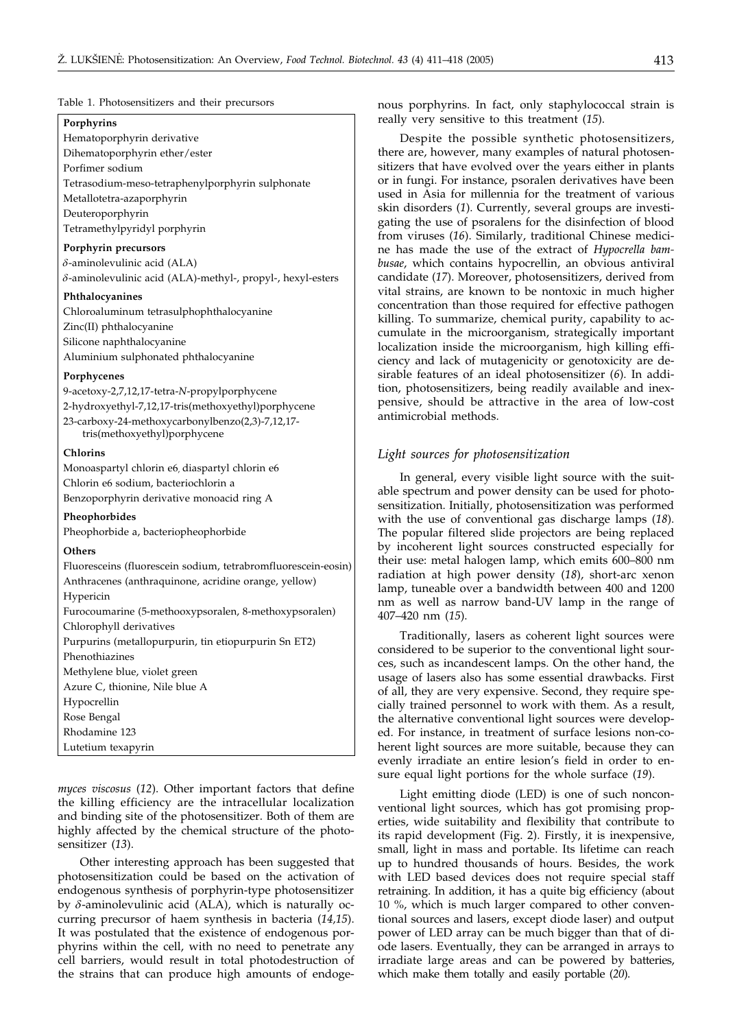Table 1. Photosensitizers and their precursors

| |
|---|
| **Porphyrins** |
| Hematoporphyrin derivative |
| Dihematoporphyrin ether/ester |
| Porfimer sodium |
| Tetrasodium-meso-tetraphenylporphyrin sulphonate |
| Metallotetra-azaporphyrin |
| Deuteroporphyrin |
| Tetramethylpyridyl porphyrin |
| **Porphyrin precursors** |
| δ-aminolevulinic acid (ALA) |
| δ-aminolevulinic acid (ALA)-methyl-, propyl-, hexyl-esters |
| **Phthalocyanines** |
| Chloroaluminum tetrasulphophthalocyanine |
| Zinc(II) phthalocyanine |
| Silicone naphthalocyanine |
| Aluminium sulphonated phthalocyanine |
| **Porphycenes** |
| 9-acetoxy-2,7,12,17-tetra-*N*-propylporphycene |
| 2-hydroxyethyl-7,12,17-tris(methoxyethyl)porphycene |
| 23-carboxy-24-methoxycarbonylbenzo(2,3)-7,12,17-tris(methoxyethyl)porphycene |
| **Chlorins** |
| Monoaspartyl chlorin e6, diaspartyl chlorin e6 |
| Chlorin e6 sodium, bacteriochlorin a |
| Benzoporphyrin derivative monoacid ring A |
| **Pheophorbides** |
| Pheophorbide a, bacteriopheophorbide |
| **Others** |
| Fluoresceins (fluorescein sodium, tetrabromfluorescein-eosin) |
| Anthracenes (anthraquinone, acridine orange, yellow) |
| Hypericin |
| Furocoumarine (5-methooxypsoralen, 8-methoxypsoralen) |
| Chlorophyll derivatives |
| Purpurins (metallopurpurin, tin etiopurpurin Sn ET2) |
| Phenothiazines |
| Methylene blue, violet green |
| Azure C, thionine, Nile blue A |
| Hypocrellin |
| Rose Bengal |
| Rhodamine 123 |
| Lutetium texapyrin |

*myces viscosus* (*12*). Other important factors that define the killing efficiency are the intracellular localization and binding site of the photosensitizer. Both of them are highly affected by the chemical structure of the photosensitizer (*13*).

Other interesting approach has been suggested that photosensitization could be based on the activation of endogenous synthesis of porphyrin-type photosensitizer by δ-aminolevulinic acid (ALA), which is naturally occurring precursor of haem synthesis in bacteria (*14,15*). It was postulated that the existence of endogenous porphyrins within the cell, with no need to penetrate any cell barriers, would result in total photodestruction of the strains that can produce high amounts of endogenous porphyrins. In fact, only staphylococcal strain is really very sensitive to this treatment (*15*).

Despite the possible synthetic photosensitizers, there are, however, many examples of natural photosensitizers that have evolved over the years either in plants or in fungi. For instance, psoralen derivatives have been used in Asia for millennia for the treatment of various skin disorders (*1*). Currently, several groups are investigating the use of psoralens for the disinfection of blood from viruses (*16*). Similarly, traditional Chinese medicine has made the use of the extract of *Hypocrella bambusae*, which contains hypocrellin, an obvious antiviral candidate (*17*). Moreover, photosensitizers, derived from vital strains, are known to be nontoxic in much higher concentration than those required for effective pathogen killing. To summarize, chemical purity, capability to accumulate in the microorganism, strategically important localization inside the microorganism, high killing efficiency and lack of mutagenicity or genotoxicity are desirable features of an ideal photosensitizer (*6*). In addition, photosensitizers, being readily available and inexpensive, should be attractive in the area of low-cost antimicrobial methods.

### *Light sources for photosensitization*

In general, every visible light source with the suitable spectrum and power density can be used for photosensitization. Initially, photosensitization was performed with the use of conventional gas discharge lamps (*18*). The popular filtered slide projectors are being replaced by incoherent light sources constructed especially for their use: metal halogen lamp, which emits 600–800 nm radiation at high power density (*18*), short-arc xenon lamp, tuneable over a bandwidth between 400 and 1200 nm as well as narrow band-UV lamp in the range of 407–420 nm (*15*).

Traditionally, lasers as coherent light sources were considered to be superior to the conventional light sources, such as incandescent lamps. On the other hand, the usage of lasers also has some essential drawbacks. First of all, they are very expensive. Second, they require specially trained personnel to work with them. As a result, the alternative conventional light sources were developed. For instance, in treatment of surface lesions non-coherent light sources are more suitable, because they can evenly irradiate an entire lesion's field in order to ensure equal light portions for the whole surface (*19*).

Light emitting diode (LED) is one of such nonconventional light sources, which has got promising properties, wide suitability and flexibility that contribute to its rapid development (Fig. 2). Firstly, it is inexpensive, small, light in mass and portable. Its lifetime can reach up to hundred thousands of hours. Besides, the work with LED based devices does not require special staff retraining. In addition, it has a quite big efficiency (about 10 %, which is much larger compared to other conventional sources and lasers, except diode laser) and output power of LED array can be much bigger than that of diode lasers. Eventually, they can be arranged in arrays to irradiate large areas and can be powered by batteries, which make them totally and easily portable (*20*).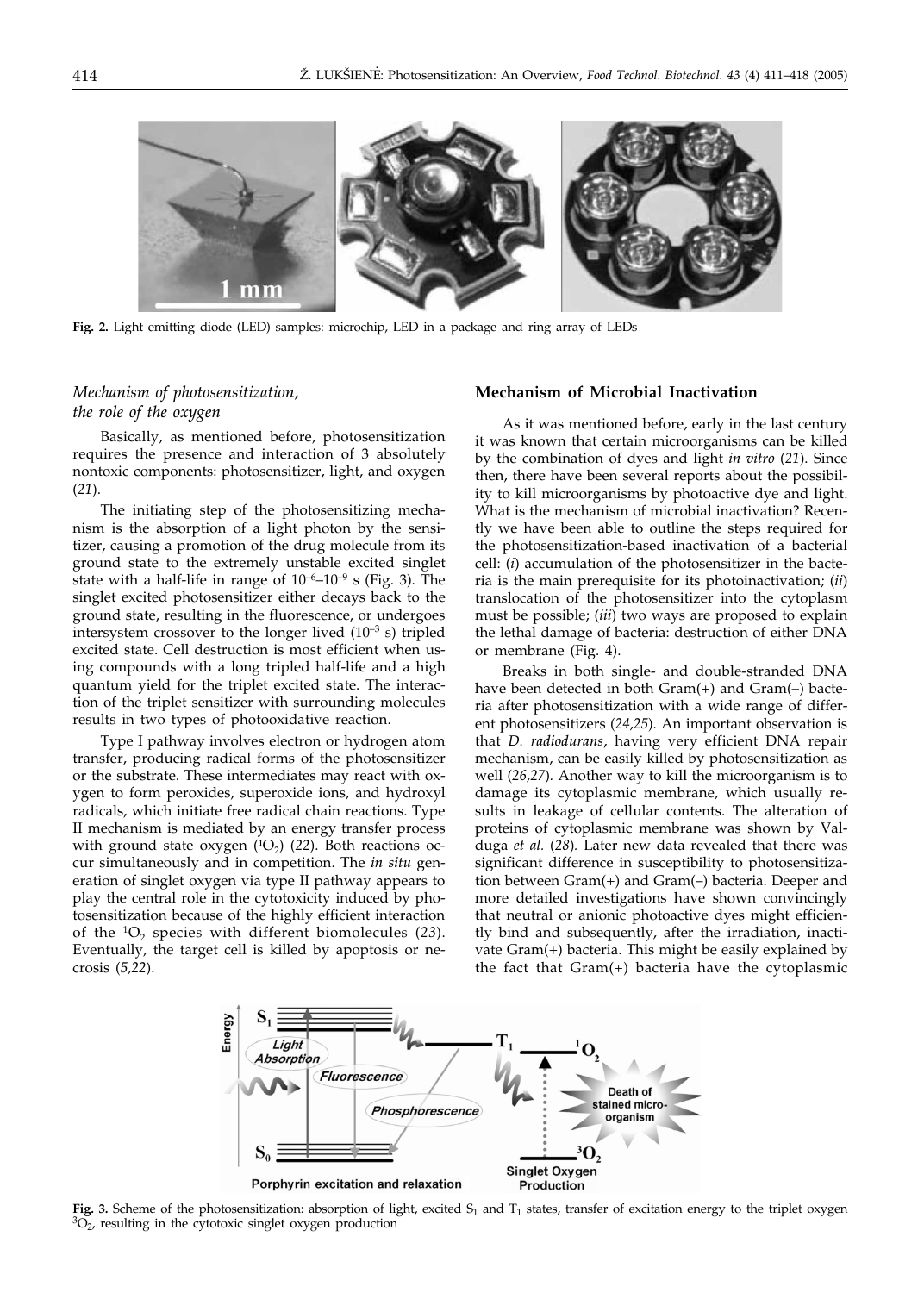Fig. 2. Light emitting diode (LED) samples: microchip, LED in a package and ring array of LEDs

### *Mechanism of photosensitization, the role of the oxygen*

Basically, as mentioned before, photosensitization requires the presence and interaction of 3 absolutely nontoxic components: photosensitizer, light, and oxygen (*21*).

The initiating step of the photosensitizing mechanism is the absorption of a light photon by the sensitizer, causing a promotion of the drug molecule from its ground state to the extremely unstable excited singlet state with a half-life in range of $10^{-6}$–$10^{-9}$ s (Fig. 3). The singlet excited photosensitizer either decays back to the ground state, resulting in the fluorescence, or undergoes intersystem crossover to the longer lived ($10^{-3}$ s) tripled excited state. Cell destruction is most efficient when using compounds with a long tripled half-life and a high quantum yield for the triplet excited state. The interaction of the triplet sensitizer with surrounding molecules results in two types of photooxidative reaction.

Type I pathway involves electron or hydrogen atom transfer, producing radical forms of the photosensitizer or the substrate. These intermediates may react with oxygen to form peroxides, superoxide ions, and hydroxyl radicals, which initiate free radical chain reactions. Type II mechanism is mediated by an energy transfer process with ground state oxygen ($^1O_2$) (*22*). Both reactions occur simultaneously and in competition. The *in situ* generation of singlet oxygen via type II pathway appears to play the central role in the cytotoxicity induced by photosensitization because of the highly efficient interaction of the $^1O_2$ species with different biomolecules (*23*). Eventually, the target cell is killed by apoptosis or necrosis (*5,22*).

## Mechanism of Microbial Inactivation

As it was mentioned before, early in the last century it was known that certain microorganisms can be killed by the combination of dyes and light *in vitro* (*21*). Since then, there have been several reports about the possibility to kill microorganisms by photoactive dye and light. What is the mechanism of microbial inactivation? Recently we have been able to outline the steps required for the photosensitization-based inactivation of a bacterial cell: (*i*) accumulation of the photosensitizer in the bacteria is the main prerequisite for its photoinactivation; (*ii*) translocation of the photosensitizer into the cytoplasm must be possible; (*iii*) two ways are proposed to explain the lethal damage of bacteria: destruction of either DNA or membrane (Fig. 4).

Breaks in both single- and double-stranded DNA have been detected in both Gram(+) and Gram(–) bacteria after photosensitization with a wide range of different photosensitizers (*24,25*). An important observation is that *D. radiodurans*, having very efficient DNA repair mechanism, can be easily killed by photosensitization as well (*26,27*). Another way to kill the microorganism is to damage its cytoplasmic membrane, which usually results in leakage of cellular contents. The alteration of proteins of cytoplasmic membrane was shown by Valduga *et al.* (*28*). Later new data revealed that there was significant difference in susceptibility to photosensitization between Gram(+) and Gram(–) bacteria. Deeper and more detailed investigations have shown convincingly that neutral or anionic photoactive dyes might efficiently bind and subsequently, after the irradiation, inactivate Gram(+) bacteria. This might be easily explained by the fact that Gram(+) bacteria have the cytoplasmic

Fig. 3. Scheme of the photosensitization: absorption of light, excited $S_1$ and $T_1$ states, transfer of excitation energy to the triplet oxygen $^3O_2$, resulting in the cytotoxic singlet oxygen production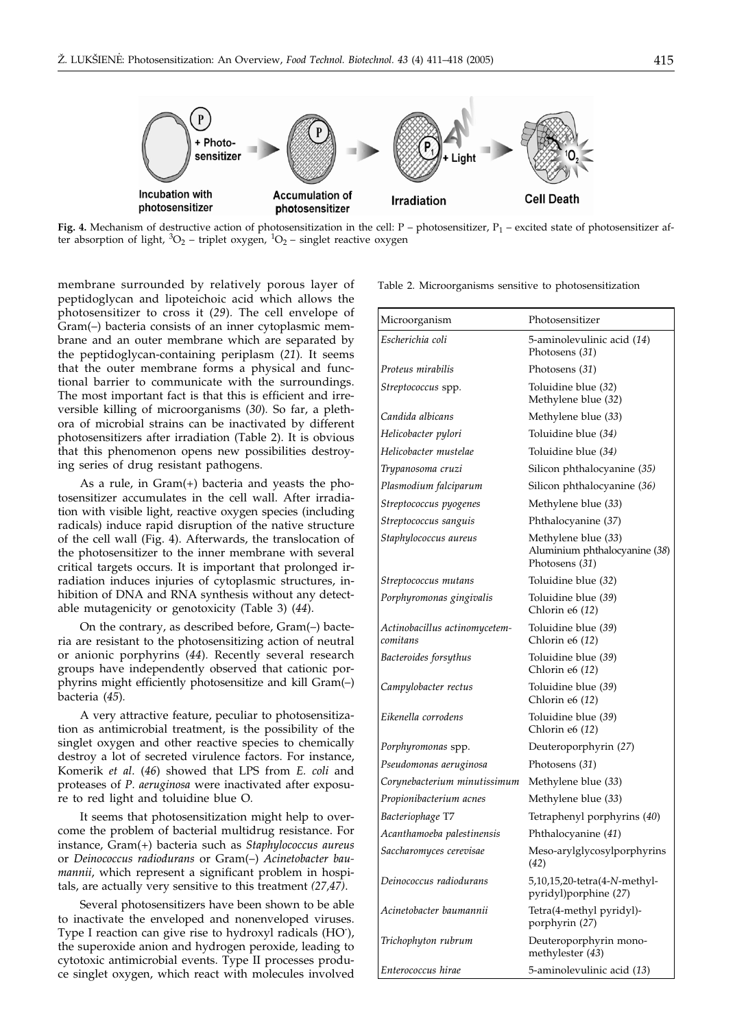**Fig. 4.** Mechanism of destructive action of photosensitization in the cell: P – photosensitizer, $P_1$ – excited state of photosensitizer after absorption of light, $^3O_2$ – triplet oxygen, $^1O_2$ – singlet reactive oxygen

membrane surrounded by relatively porous layer of peptidoglycan and lipoteichoic acid which allows the photosensitizer to cross it (*29*). The cell envelope of Gram(–) bacteria consists of an inner cytoplasmic membrane and an outer membrane which are separated by the peptidoglycan-containing periplasm (*21*). It seems that the outer membrane forms a physical and functional barrier to communicate with the surroundings. The most important fact is that this is efficient and irreversible killing of microorganisms (*30*). So far, a plethora of microbial strains can be inactivated by different photosensitizers after irradiation (Table 2). It is obvious that this phenomenon opens new possibilities destroying series of drug resistant pathogens.

As a rule, in Gram(+) bacteria and yeasts the photosensitizer accumulates in the cell wall. After irradiation with visible light, reactive oxygen species (including radicals) induce rapid disruption of the native structure of the cell wall (Fig. 4). Afterwards, the translocation of the photosensitizer to the inner membrane with several critical targets occurs. It is important that prolonged irradiation induces injuries of cytoplasmic structures, inhibition of DNA and RNA synthesis without any detectable mutagenicity or genotoxicity (Table 3) (*44*).

On the contrary, as described before, Gram(–) bacteria are resistant to the photosensitizing action of neutral or anionic porphyrins (*44*). Recently several research groups have independently observed that cationic porphyrins might efficiently photosensitize and kill Gram(–) bacteria (*45*).

A very attractive feature, peculiar to photosensitization as antimicrobial treatment, is the possibility of the singlet oxygen and other reactive species to chemically destroy a lot of secreted virulence factors. For instance, Komerik *et al.* (*46*) showed that LPS from *E. coli* and proteases of *P. aeruginosa* were inactivated after exposure to red light and toluidine blue O.

It seems that photosensitization might help to overcome the problem of bacterial multidrug resistance. For instance, Gram(+) bacteria such as *Staphylococcus aureus* or *Deinococcus radiodurans* or Gram(–) *Acinetobacter baumannii*, which represent a significant problem in hospitals, are actually very sensitive to this treatment (*27,47*).

Several photosensitizers have been shown to be able to inactivate the enveloped and nonenveloped viruses. Type I reaction can give rise to hydroxyl radicals ($HO^{\cdot}$), the superoxide anion and hydrogen peroxide, leading to cytotoxic antimicrobial events. Type II processes produce singlet oxygen, which react with molecules involved

Table 2. Microorganisms sensitive to photosensitization

| Microorganism | Photosensitizer |
|---|---|
| *Escherichia coli* | 5-aminolevulinic acid (*14*)<br>Photosens (*31*) |
| *Proteus mirabilis* | Photosens (*31*) |
| *Streptococcus* spp. | Toluidine blue (*32*)<br>Methylene blue (*32*) |
| *Candida albicans* | Methylene blue (*33*) |
| *Helicobacter pylori* | Toluidine blue (*34*) |
| *Helicobacter mustelae* | Toluidine blue (*34*) |
| *Trypanosoma cruzi* | Silicon phthalocyanine (*35*) |
| *Plasmodium falciparum* | Silicon phthalocyanine (*36*) |
| *Streptococcus pyogenes* | Methylene blue (*33*) |
| *Streptococcus sanguis* | Phthalocyanine (*37*) |
| *Staphylococcus aureus* | Methylene blue (*33*)<br>Aluminium phthalocyanine (*38*)<br>Photosens (*31*) |
| *Streptococcus mutans* | Toluidine blue (*32*) |
| *Porphyromonas gingivalis* | Toluidine blue (*39*)<br>Chlorin e6 (*12*) |
| *Actinobacillus actinomycetemcomitans* | Toluidine blue (*39*)<br>Chlorin e6 (*12*) |
| *Bacteroides forsythus* | Toluidine blue (*39*)<br>Chlorin e6 (*12*) |
| *Campylobacter rectus* | Toluidine blue (*39*)<br>Chlorin e6 (*12*) |
| *Eikenella corrodens* | Toluidine blue (*39*)<br>Chlorin e6 (*12*) |
| *Porphyromonas* spp. | Deuteroporphyrin (*27*) |
| *Pseudomonas aeruginosa* | Photosens (*31*) |
| *Corynebacterium minutissimum* | Methylene blue (*33*) |
| *Propionibacterium acnes* | Methylene blue (*33*) |
| *Bacteriophage* T7 | Tetraphenyl porphyrins (*40*) |
| *Acanthamoeba palestinensis* | Phthalocyanine (*41*) |
| *Saccharomyces cerevisae* | Meso-arylglycosylporphyrins (*42*) |
| *Deinococcus radiodurans* | 5,10,15,20-tetra(4-*N*-methylpyridyl)porphine (*27*) |
| *Acinetobacter baumannii* | Tetra(4-methyl pyridyl)-porphyrin (*27*) |
| *Trichophyton rubrum* | Deuteroporphyrin monomethylester (*43*) |
| *Enterococcus hirae* | 5-aminolevulinic acid (*13*) |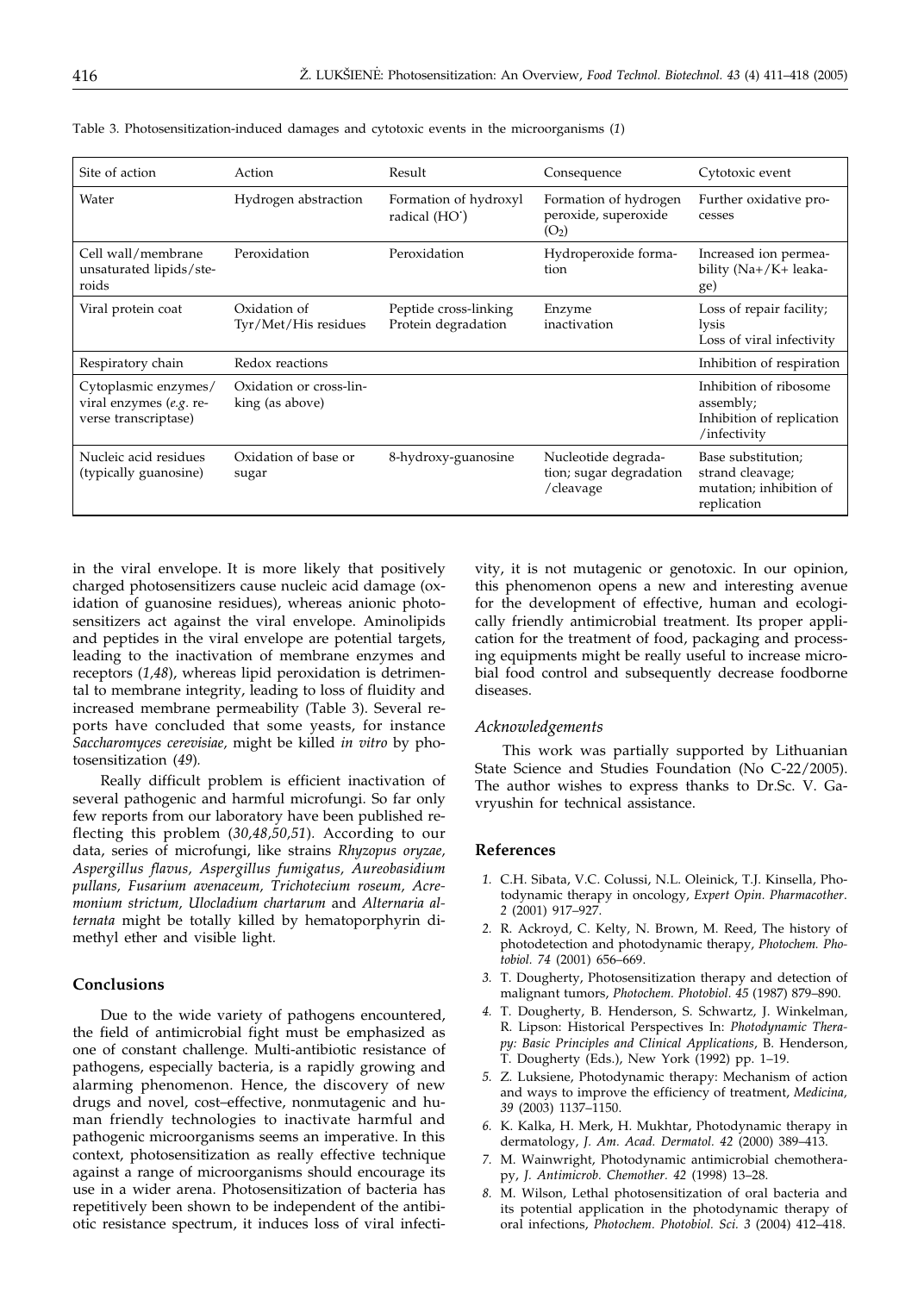Table 3. Photosensitization-induced damages and cytotoxic events in the microorganisms (*1*)

| Site of action | Action | Result | Consequence | Cytotoxic event |
|---|---|---|---|---|
| Water | Hydrogen abstraction | Formation of hydroxyl radical ($HO^{\cdot}$) | Formation of hydrogen peroxide, superoxide ($O_2$) | Further oxidative processes |
| Cell wall/membrane unsaturated lipids/steroids | Peroxidation | Peroxidation | Hydroperoxide formation | Increased ion permeability ($Na+/K+$ leakage) |
| Viral protein coat | Oxidation of Tyr/Met/His residues | Peptide cross-linking Protein degradation | Enzyme inactivation | Loss of repair facility; lysis Loss of viral infectivity |
| Respiratory chain | Redox reactions | | | Inhibition of respiration |
| Cytoplasmic enzymes/ viral enzymes (*e.g.* reverse transcriptase) | Oxidation or cross-linking (as above) | | | Inhibition of ribosome assembly; Inhibition of replication /infectivity |
| Nucleic acid residues (typically guanosine) | Oxidation of base or sugar | 8-hydroxy-guanosine | Nucleotide degradation; sugar degradation /cleavage | Base substitution; strand cleavage; mutation; inhibition of replication |

in the viral envelope. It is more likely that positively charged photosensitizers cause nucleic acid damage (oxidation of guanosine residues), whereas anionic photosensitizers act against the viral envelope. Aminolipids and peptides in the viral envelope are potential targets, leading to the inactivation of membrane enzymes and receptors (*1,48*), whereas lipid peroxidation is detrimental to membrane integrity, leading to loss of fluidity and increased membrane permeability (Table 3). Several reports have concluded that some yeasts, for instance *Saccharomyces cerevisiae*, might be killed *in vitro* by photosensitization (*49*).

Really difficult problem is efficient inactivation of several pathogenic and harmful microfungi. So far only few reports from our laboratory have been published reflecting this problem (*30,48,50,51*). According to our data, series of microfungi, like strains *Rhyzopus oryzae, Aspergillus flavus, Aspergillus fumigatus, Aureobasidium pullans, Fusarium avenaceum, Trichotecium roseum, Acremonium strictum, Ulocladium chartarum* and *Alternaria alternata* might be totally killed by hematoporphyrin dimethyl ether and visible light.

## Conclusions

Due to the wide variety of pathogens encountered, the field of antimicrobial fight must be emphasized as one of constant challenge. Multi-antibiotic resistance of pathogens, especially bacteria, is a rapidly growing and alarming phenomenon. Hence, the discovery of new drugs and novel, cost–effective, nonmutagenic and human friendly technologies to inactivate harmful and pathogenic microorganisms seems an imperative. In this context, photosensitization as really effective technique against a range of microorganisms should encourage its use in a wider arena. Photosensitization of bacteria has repetitively been shown to be independent of the antibiotic resistance spectrum, it induces loss of viral infectivity, it is not mutagenic or genotoxic. In our opinion, this phenomenon opens a new and interesting avenue for the development of effective, human and ecologically friendly antimicrobial treatment. Its proper application for the treatment of food, packaging and processing equipments might be really useful to increase microbial food control and subsequently decrease foodborne diseases.

### *Acknowledgements*

This work was partially supported by Lithuanian State Science and Studies Foundation (No C-22/2005). The author wishes to express thanks to Dr.Sc. V. Gavryushin for technical assistance.

## References

1. C.H. Sibata, V.C. Colussi, N.L. Oleinick, T.J. Kinsella, Photodynamic therapy in oncology, *Expert Opin. Pharmacother. 2* (2001) 917–927.
2. R. Ackroyd, C. Kelty, N. Brown, M. Reed, The history of photodetection and photodynamic therapy, *Photochem. Photobiol. 74* (2001) 656–669.
3. T. Dougherty, Photosensitization therapy and detection of malignant tumors, *Photochem. Photobiol. 45* (1987) 879–890.
4. T. Dougherty, B. Henderson, S. Schwartz, J. Winkelman, R. Lipson: Historical Perspectives In: *Photodynamic Therapy: Basic Principles and Clinical Applications*, B. Henderson, T. Dougherty (Eds.), New York (1992) pp. 1–19.
5. Z. Luksiene, Photodynamic therapy: Mechanism of action and ways to improve the efficiency of treatment, *Medicina, 39* (2003) 1137–1150.
6. K. Kalka, H. Merk, H. Mukhtar, Photodynamic therapy in dermatology, *J. Am. Acad. Dermatol. 42* (2000) 389–413.
7. M. Wainwright, Photodynamic antimicrobial chemotherapy, *J. Antimicrob. Chemother. 42* (1998) 13–28.
8. M. Wilson, Lethal photosensitization of oral bacteria and its potential application in the photodynamic therapy of oral infections, *Photochem. Photobiol. Sci. 3* (2004) 412–418.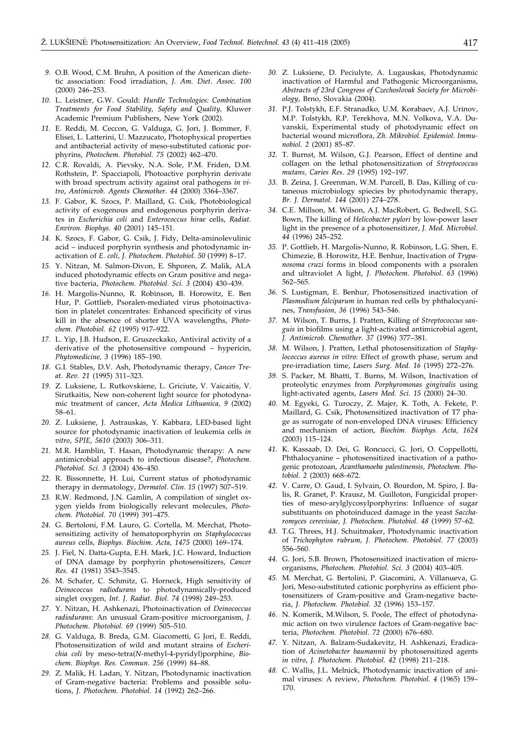9. O.B. Wood, C.M. Bruhn, A position of the American dietetic association: Food irradiation, *J. Am. Diet. Assoc. 100* (2000) 246–253.
10. L. Leistner, G.W. Gould: *Hurdle Technologies: Combination Treatments for Food Stability, Safety and Quality,* Kluwer Academic Premium Publishers, New York (2002).
11. E. Reddi, M. Ceccon, G. Valduga, G. Jori, J. Bommer, F. Elisei, L. Latterini, U. Mazzucato, Photophysical properties and antibacterial activity of meso-substituted cationic porphyrins, *Photochem. Photobiol. 75* (2002) 462–470.
12. C.R. Rovaldi, A. Pievsky, N.A. Sole, P.M. Friden, D.M. Rothstein, P. Spacciapoli, Photoactive porphyrin derivate with broad spectrum activity against oral pathogens *in vitro*, *Antimicrob. Agents Chemother. 44* (2000) 3364–3367.
13. F. Gabor, K. Szocs, P. Maillard, G. Csik, Photobiological activity of exogenous and endogenous porphyrin derivates in *Escherichia coli* and *Enterococcus hirae* cells, *Radiat. Environ. Biophys. 40* (2001) 145–151.
14. K. Szocs, F. Gabor, G. Csik, J. Fidy, Delta-aminolevulinic acid – induced porphyrin synthesis and photodynamic inactivation of *E. coli*, *J. Photochem. Photobiol*. *50* (1999) 8–17.
15. Y. Nitzan, M. Salmon-Divon, E. Shporen, Z. Malik, ALA induced photodynamic effects on Gram positive and negative bacteria, *Photochem. Photobiol. Sci. 3* (2004) 430–439.
16. H. Margolis-Nunno, R. Robinson, B. Horowitz, E. Ben Hur, P. Gottlieb, Psoralen-mediated virus photoinactivation in platelet concentrates: Enhanced specificity of virus kill in the absence of shorter UVA wavelengths, *Photochem. Photobiol. 62* (1995) 917–922.
17. L. Yip, J.B. Hudson, E. Gruszeckako, Antiviral activity of a derivative of the photosensitive compound – hypericin, *Phytomedicine, 3* (1996) 185–190.
18. G.I. Stables, D.V. Ash, Photodynamic therapy, *Cancer Treat. Rev. 21* (1995) 311–323.
19. Z. Luksiene, L. Rutkovskiene, L. Griciute, V. Vaicaitis, V. Sirutkaitis, New non-coherent light source for photodynamic treatment of cancer, *Acta Medica Lithuanica, 9* (2002) 58–61.
20. Z. Luksiene, J. Astrauskas, Y. Kabbara, LED-based light source for photodynamic inactivation of leukemia cells *in vitro*, *SPIE, 5610* (2003) 306–311.
21. M.R. Hamblin, T. Hasan, Photodynamic therapy: A new antimicrobial approach to infectious disease?, *Photochem. Photobiol. Sci. 3* (2004) 436–450.
22. R. Bissonnette, H. Lui, Current status of photodynamic therapy in dermatology, *Dermatol. Clin. 15* (1997) 507–519.
23. R.W. Redmond, J.N. Gamlin, A compilation of singlet oxygen yields from biologically relevant molecules, *Photochem. Photobiol. 70* (1999) 391–475.
24. G. Bertoloni, F.M. Lauro, G. Cortella, M. Merchat, Photosensitizing activity of hematoporphyrin on *Staphylococcus aureus* cells, *Biophys. Biochim. Acta, 1475* (2000) 169–174.
25. J. Fiel, N. Datta-Gupta, E.H. Mark, J.C. Howard, Induction of DNA damage by porphyrin photosensitizers, *Cancer Res. 41* (1981) 3543–3545.
26. M. Schafer, C. Schmitz, G. Horneck, High sensitivity of *Deinococcus radiodurans* to photodynamically-produced singlet oxygen, *Int. J. Radiat. Biol. 74* (1998) 249–253.
27. Y. Nitzan, H. Ashkenazi, Photoinactivation of *Deinococcus radiodurans*: An unusual Gram-positive microorganism, *J. Photochem. Photobiol. 69* (1999) 505–510.
28. G. Valduga, B. Breda, G.M. Giacometti, G Jori, E. Reddi, Photosensitization of wild and mutant strains of *Escherichia coli* by meso-tetra(*N*-methyl-4-pyridyl)porphine, *Biochem. Biophys. Res. Commun*. *256* (1999) 84–88.
29. Z. Malik, H. Ladan, Y. Nitzan, Photodynamic inactivation of Gram-negative bacteria: Problems and possible solutions, *J. Photochem. Photobiol*. *14* (1992) 262–266.
30. Z. Luksiene, D. Peciulyte, A. Lugauskas, Photodynamic inactivation of Harmful and Pathogenic Microorganisms, *Abstracts of 23rd Congress of Czechoslovak Society for Microbiology*, Brno, Slovakia (2004).
31. P.J. Tolstykh, E.F. Stranadko, U.M. Korabaev, A.J. Urinov, M.P. Tolstykh, R.P. Terekhova, M.N. Volkova, V.A. Duvanskii, Experimental study of photodynamic effect on bacterial wound microflora, *Zh. Mikrobiol. Epidemiol. Immunobiol*. *2* (2001) 85–87.
32. T. Burnst, M. Wilson, G.J. Pearson, Effect of dentine and collagen on the lethal photosensitization of *Streptococcus mutans*, *Caries Res. 29* (1995) 192–197.
33. B. Zeina, J. Greenman, W.M. Purcell, B. Das, Killing of cutaneous microbiology spiecies by photodynamic therapy, *Br. J. Dermatol. 144* (2001) 274–278.
34. C.E. Millson, M. Wilson, A.J. MacRobert, G. Bedwell, S.G. Bown, The killing of *Helicobacter pylori* by low-power laser light in the presence of a photosensitizer, *J. Med. Microbiol. 44* (1996) 245–252.
35. P. Gottlieb, H. Margolis-Nunno, R. Robinson, L.G. Shen, E. Chimezie, B. Horowitz, H.E. Benhur, Inactivation of *Trypanosoma cruzi* forms in blood components with a psoralen and ultraviolet A light, *J. Photochem. Photobiol*. *63* (1996) 562–565.
36. S. Lustigman, E. Benhur, Photosensitized inactivation of *Plasmodium falciparum* in human red cells by phthalocyanines, *Transfusion, 36* (1996) 543–546.
37. M. Wilson, T. Burns, J. Pratten, Killing of *Streptococcus sanguis* in biofilms using a light-activated antimicrobial agent, *J. Antimicrob. Chemother. 37* (1996) 377–381.
38. M. Wilson, J. Pratten, Lethal photosensitization of *Staphylococcus aureus in vitro*: Effect of growth phase, serum and pre-irradiation time, *Lasers Surg. Med. 16* (1995) 272–276.
39. S. Packer, M. Bhatti, T. Burns, M. Wilson, Inactivation of proteolytic enzymes from *Porphyromonas gingivalis* using light-activated agents, *Lasers Med. Sci. 15* (2000) 24–30.
40. M. Egyeki, G. Turoczy, Z. Majer, K. Toth, A. Fekete, P. Maillard, G. Csik, Photosensitized inactivation of T7 phage as surrogate of non-enveloped DNA viruses: Efficiency and mechanism of action, *Biochim. Biophys. Acta, 1624* (2003) 115–124.
41. K. Kassaab, D. Dei, G. Roncucci, G. Jori, O. Coppellotti, Phthalocyanine – photosensitized inactivation of a pathogenic protozoan, *Acanthamoeba palestinensis, Photochem. Photobiol*. *2* (2003) 668–672.
42. V. Carre, O. Gaud, I. Sylvain, O. Bourdon, M. Spiro, J. Balis, R. Granet, P. Krausz, M. Guilloton, Fungicidal properties of meso-arylglycosylporphyrins: Influence of sugar substituants on photoinduced damage in the yeast *Saccharomyces cerevisiae, J. Photochem. Photobiol. 48* (1999) 57–62.
43. T.G. Threes, H.J. Schuitmaker, Photodynamic inactivation of *Trichophyton rubrum, J. Photochem. Photobiol. 77* (2003) 556–560.
44. G. Jori, S.B. Brown, Photosensitized inactivation of microorganisms, *Photochem. Photobiol. Sci. 3* (2004) 403–405.
45. M. Merchat, G. Bertolini, P. Giacomini, A. Villanueva, G. Jori, Meso-substituted cationic porphyrins as efficient photosensitizers of Gram-positive and Gram-negative bacteria, *J. Photochem. Photobiol. 32* (1996) 153–157.
46. N. Komerik, M.Wilson, S. Poole, The effect of photodynamic action on two virulence factors of Gram-negative bacteria, *Photochem. Photobiol*. *72* (2000) 676–680.
47. Y. Nitzan, A. Balzam-Sudakevitz, H. Ashkenazi, Eradication of *Acinetobacter baumannii* by photosensitized agents *in vitro*, *J. Photochem. Photobiol. 42* (1998) 211–218.
48. C. Wallis, J.L. Melnick, Photodynamic inactivation of animal viruses: A review, *Photochem. Photobiol*. *4* (1965) 159–170.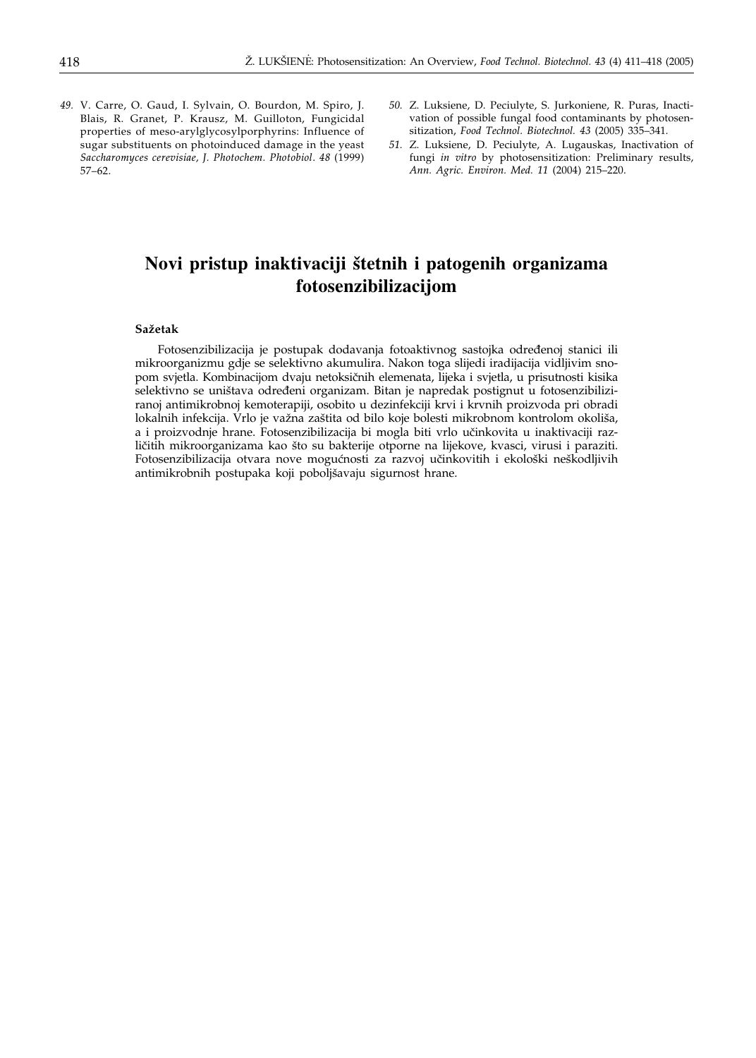49. V. Carre, O. Gaud, I. Sylvain, O. Bourdon, M. Spiro, J. Blais, R. Granet, P. Krausz, M. Guilloton, Fungicidal properties of meso-arylglycosylporphyrins: Influence of sugar substituents on photoinduced damage in the yeast *Saccharomyces cerevisiae*, *J. Photochem. Photobiol*. *48* (1999) 57–62.

50. Z. Luksiene, D. Peciulyte, S. Jurkoniene, R. Puras, Inactivation of possible fungal food contaminants by photosensitization, *Food Technol. Biotechnol. 43* (2005) 335–341.

51. Z. Luksiene, D. Peciulyte, A. Lugauskas, Inactivation of fungi *in vitro* by photosensitization: Preliminary results, *Ann. Agric. Environ. Med. 11* (2004) 215–220.

# Novi pristup inaktivaciji štetnih i patogenih organizama fotosenzibilizacijom

### Sažetak

Fotosenzibilizacija je postupak dodavanja fotoaktivnog sastojka određenoj stanici ili mikroorganizmu gdje se selektivno akumulira. Nakon toga slijedi iradijacija vidljivim snopom svjetla. Kombinacijom dvaju netoksičnih elemenata, lijeka i svjetla, u prisutnosti kisika selektivno se uništava određeni organizam. Bitan je napredak postignut u fotosenzibiliziranoj antimikrobnoj kemoterapiji, osobito u dezinfekciji krvi i krvnih proizvoda pri obradi lokalnih infekcija. Vrlo je važna zaštita od bilo koje bolesti mikrobnom kontrolom okoliša, a i proizvodnje hrane. Fotosenzibilizacija bi mogla biti vrlo učinkovita u inaktivaciji različitih mikroorganizama kao što su bakterije otporne na lijekove, kvasci, virusi i paraziti. Fotosenzibilizacija otvara nove mogućnosti za razvoj učinkovitih i ekološki neškodljivih antimikrobnih postupaka koji poboljšavaju sigurnost hrane.